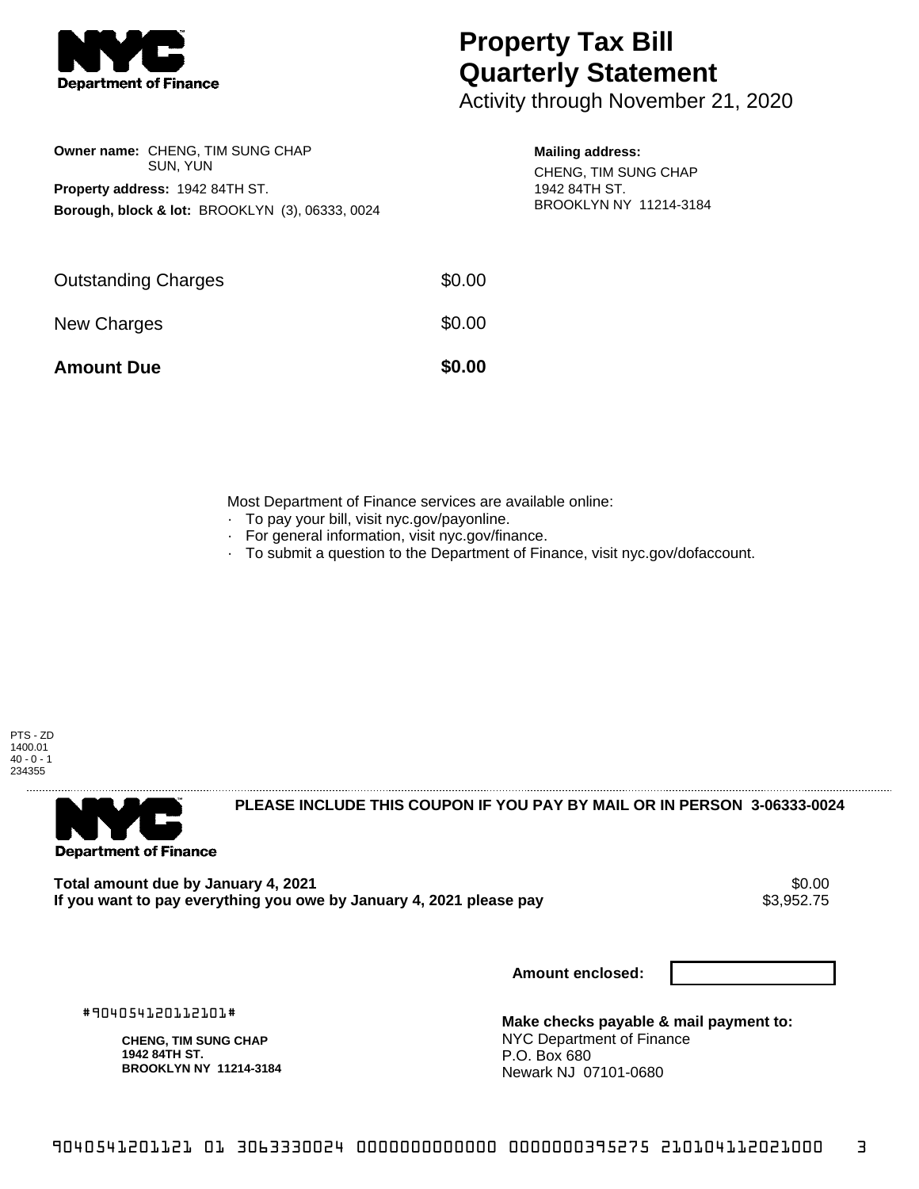# Property Tax Bill Quarterly Statement

Activity through November 21, 2020

**Owner name:** CHENG, TIM SUNG CHAP
SUN, YUN

**Property address:** 1942 84TH ST.

**Borough, block & lot:** BROOKLYN (3), 06333, 0024

**Mailing address:**
CHENG, TIM SUNG CHAP
1942 84TH ST.
BROOKLYN NY 11214-3184

| | |
|---|---|
| Outstanding Charges | $0.00 |
| New Charges | $0.00 |
| **Amount Due** | **$0.00** |

Most Department of Finance services are available online:

- To pay your bill, visit nyc.gov/payonline.
- For general information, visit nyc.gov/finance.
- To submit a question to the Department of Finance, visit nyc.gov/dofaccount.

PTS - ZD
1400.01
40 - 0 - 1
234355

**PLEASE INCLUDE THIS COUPON IF YOU PAY BY MAIL OR IN PERSON 3-06333-0024**

Department of Finance

| | |
|---|---|
| **Total amount due by January 4, 2021** | $0.00 |
| **If you want to pay everything you owe by January 4, 2021 please pay** | $3,952.75 |

**Amount enclosed:**

#904054120112101#

**CHENG, TIM SUNG CHAP**
**1942 84TH ST.**
**BROOKLYN NY 11214-3184**

**Make checks payable & mail payment to:**
NYC Department of Finance
P.O. Box 680
Newark NJ 07101-0680

9040541201121 01 3063330024 0000000000000 0000000395275 210104112021000 3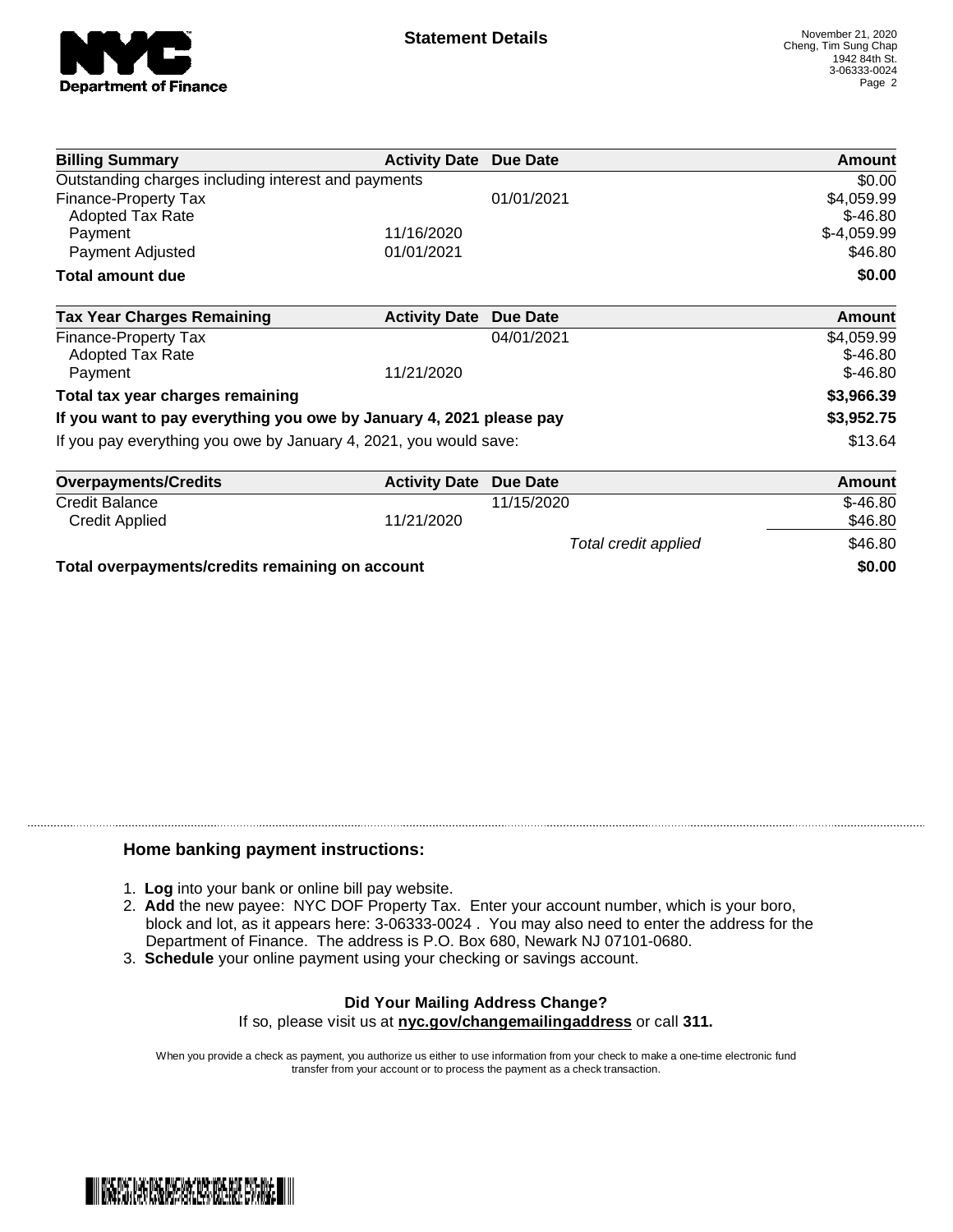NYC Department of Finance

## Statement Details

November 21, 2020
Cheng, Tim Sung Chap
1942 84th St.
3-06333-0024

| Billing Summary | Activity Date | Due Date | Amount |
|---|---|---|---|
| Outstanding charges including interest and payments | | | $0.00 |
| Finance-Property Tax | | 01/01/2021 | $4,059.99 |
| Adopted Tax Rate | | | $-46.80 |
| Payment | 11/16/2020 | | $-4,059.99 |
| Payment Adjusted | 01/01/2021 | | $46.80 |
| **Total amount due** | | | **$0.00** |

| Tax Year Charges Remaining | Activity Date | Due Date | Amount |
|---|---|---|---|
| Finance-Property Tax | | 04/01/2021 | $4,059.99 |
| Adopted Tax Rate | | | $-46.80 |
| Payment | 11/21/2020 | | $-46.80 |
| **Total tax year charges remaining** | | | **$3,966.39** |
| **If you want to pay everything you owe by January 4, 2021 please pay** | | | **$3,952.75** |
| If you pay everything you owe by January 4, 2021, you would save: | | | $13.64 |

| Overpayments/Credits | Activity Date | Due Date | Amount |
|---|---|---|---|
| Credit Balance | | 11/15/2020 | $-46.80 |
| Credit Applied | 11/21/2020 | | $46.80 |
| | | *Total credit applied* | $46.80 |
| **Total overpayments/credits remaining on account** | | | **$0.00** |

### Home banking payment instructions:

1. **Log** into your bank or online bill pay website.
2. **Add** the new payee: NYC DOF Property Tax. Enter your account number, which is your boro, block and lot, as it appears here: 3-06333-0024 . You may also need to enter the address for the Department of Finance. The address is P.O. Box 680, Newark NJ 07101-0680.
3. **Schedule** your online payment using your checking or savings account.

**Did Your Mailing Address Change?**

If so, please visit us at **nyc.gov/changemailingaddress** or call **311.**

When you provide a check as payment, you authorize us either to use information from your check to make a one-time electronic fund transfer from your account or to process the payment as a check transaction.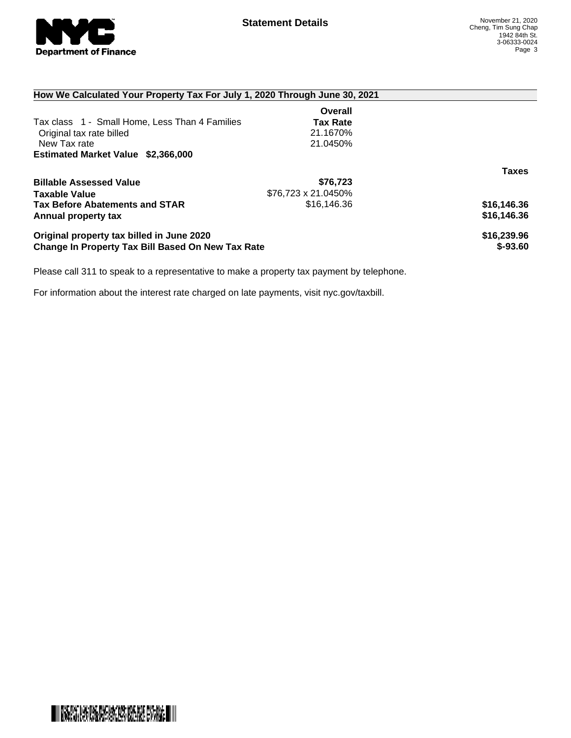## How We Calculated Your Property Tax For July 1, 2020 Through June 30, 2021

| | Overall Tax Rate | Taxes |
|---|---|---|
| Tax class 1 - Small Home, Less Than 4 Families | | |
| Original tax rate billed | 21.1670% | |
| New Tax rate | 21.0450% | |
| **Estimated Market Value $2,366,000** | | |
| **Billable Assessed Value** | **$76,723** | |
| **Taxable Value** | $76,723 x 21.0450% | |
| **Tax Before Abatements and STAR** | $16,146.36 | **$16,146.36** |
| **Annual property tax** | | **$16,146.36** |
| **Original property tax billed in June 2020** | | **$16,239.96** |
| **Change In Property Tax Bill Based On New Tax Rate** | | **$-93.60** |

Please call 311 to speak to a representative to make a property tax payment by telephone.

For information about the interest rate charged on late payments, visit nyc.gov/taxbill.